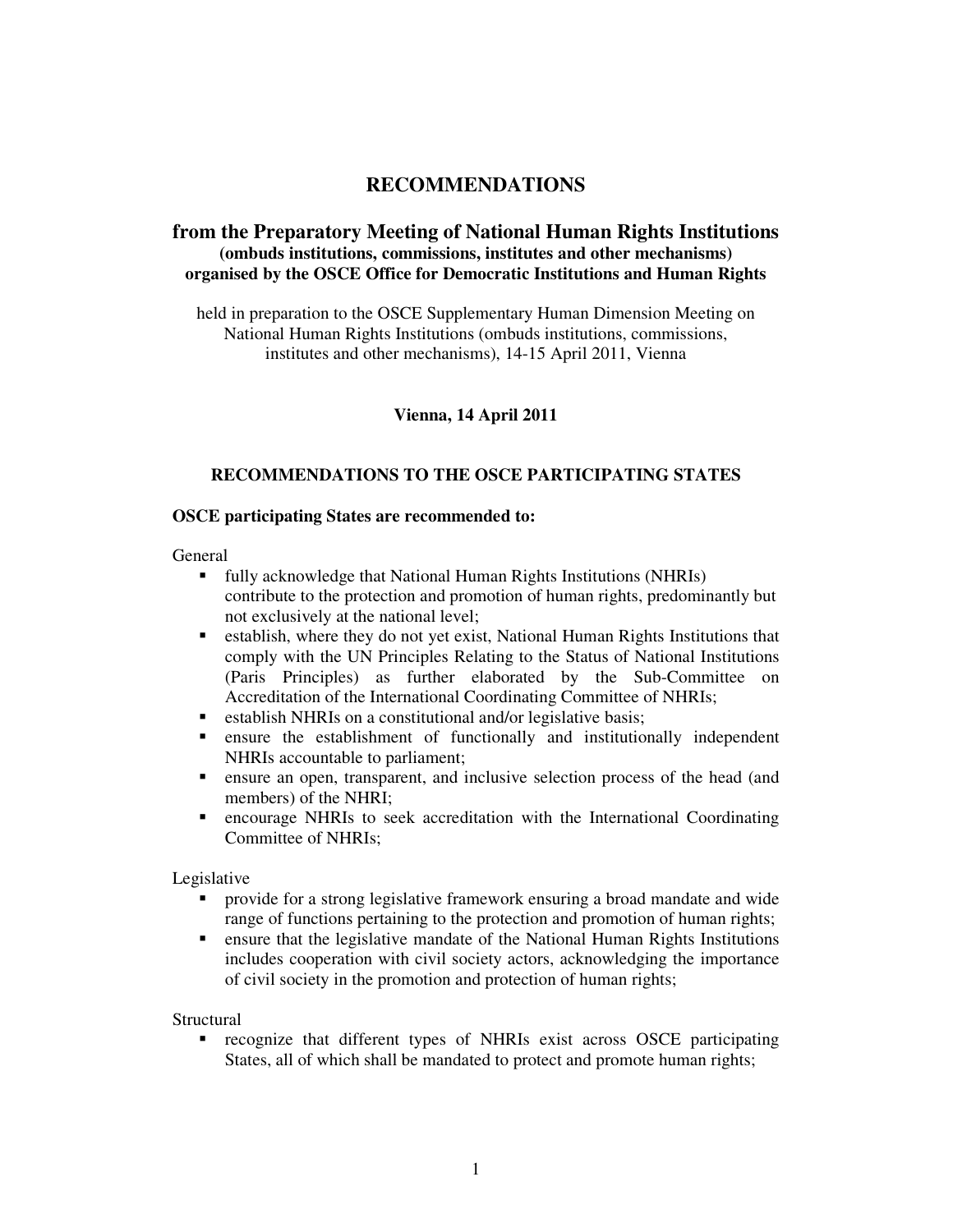# RECOMMENDATIONS

## from the Preparatory Meeting of National Human Rights Institutions

**(ombuds institutions, commissions, institutes and other mechanisms)**
**organised by the OSCE Office for Democratic Institutions and Human Rights**

held in preparation to the OSCE Supplementary Human Dimension Meeting on National Human Rights Institutions (ombuds institutions, commissions, institutes and other mechanisms), 14-15 April 2011, Vienna

**Vienna, 14 April 2011**

### RECOMMENDATIONS TO THE OSCE PARTICIPATING STATES

**OSCE participating States are recommended to:**

General

- fully acknowledge that National Human Rights Institutions (NHRIs) contribute to the protection and promotion of human rights, predominantly but not exclusively at the national level;
- establish, where they do not yet exist, National Human Rights Institutions that comply with the UN Principles Relating to the Status of National Institutions (Paris Principles) as further elaborated by the Sub-Committee on Accreditation of the International Coordinating Committee of NHRIs;
- establish NHRIs on a constitutional and/or legislative basis;
- ensure the establishment of functionally and institutionally independent NHRIs accountable to parliament;
- ensure an open, transparent, and inclusive selection process of the head (and members) of the NHRI;
- encourage NHRIs to seek accreditation with the International Coordinating Committee of NHRIs;

Legislative

- provide for a strong legislative framework ensuring a broad mandate and wide range of functions pertaining to the protection and promotion of human rights;
- ensure that the legislative mandate of the National Human Rights Institutions includes cooperation with civil society actors, acknowledging the importance of civil society in the promotion and protection of human rights;

Structural

- recognize that different types of NHRIs exist across OSCE participating States, all of which shall be mandated to protect and promote human rights;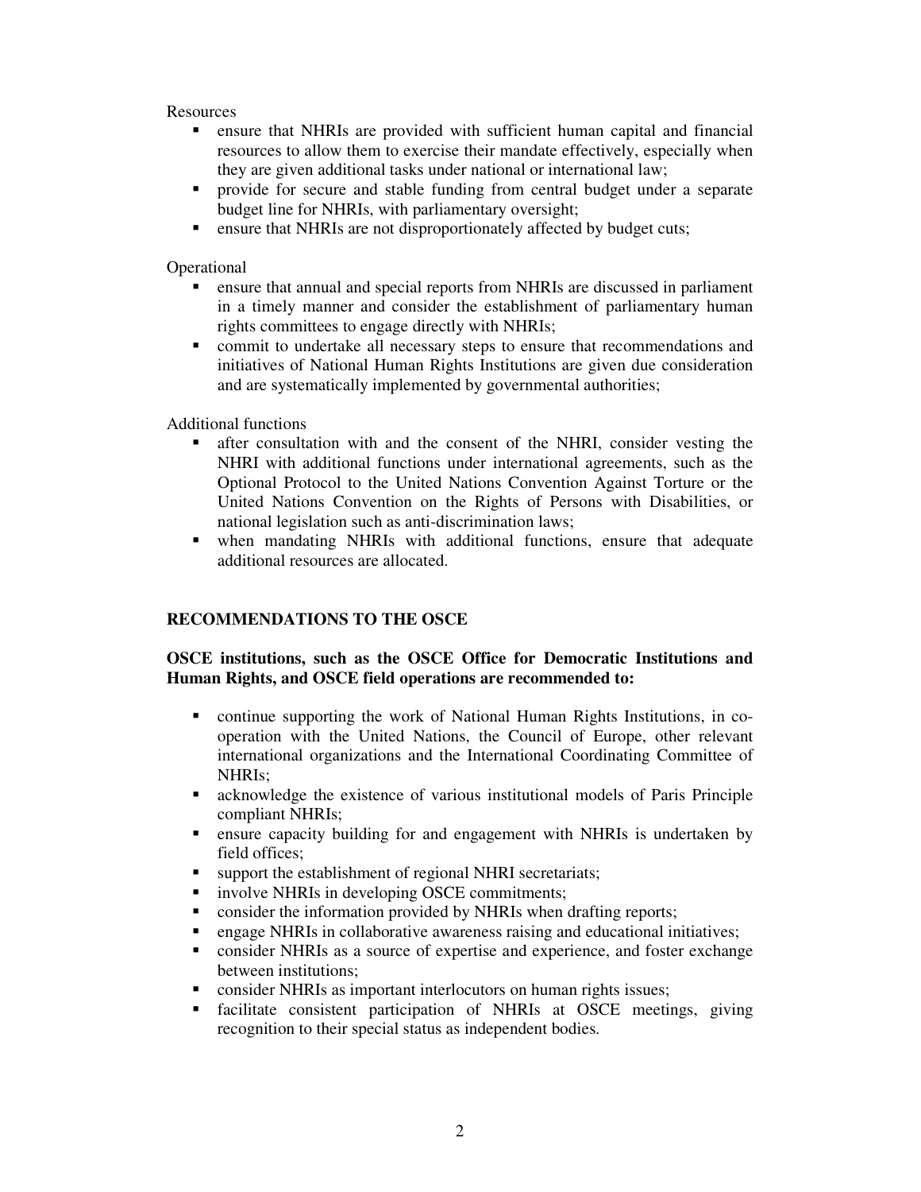Resources

- ensure that NHRIs are provided with sufficient human capital and financial resources to allow them to exercise their mandate effectively, especially when they are given additional tasks under national or international law;
- provide for secure and stable funding from central budget under a separate budget line for NHRIs, with parliamentary oversight;
- ensure that NHRIs are not disproportionately affected by budget cuts;

Operational

- ensure that annual and special reports from NHRIs are discussed in parliament in a timely manner and consider the establishment of parliamentary human rights committees to engage directly with NHRIs;
- commit to undertake all necessary steps to ensure that recommendations and initiatives of National Human Rights Institutions are given due consideration and are systematically implemented by governmental authorities;

Additional functions

- after consultation with and the consent of the NHRI, consider vesting the NHRI with additional functions under international agreements, such as the Optional Protocol to the United Nations Convention Against Torture or the United Nations Convention on the Rights of Persons with Disabilities, or national legislation such as anti-discrimination laws;
- when mandating NHRIs with additional functions, ensure that adequate additional resources are allocated.

## RECOMMENDATIONS TO THE OSCE

**OSCE institutions, such as the OSCE Office for Democratic Institutions and Human Rights, and OSCE field operations are recommended to:**

- continue supporting the work of National Human Rights Institutions, in co-operation with the United Nations, the Council of Europe, other relevant international organizations and the International Coordinating Committee of NHRIs;
- acknowledge the existence of various institutional models of Paris Principle compliant NHRIs;
- ensure capacity building for and engagement with NHRIs is undertaken by field offices;
- support the establishment of regional NHRI secretariats;
- involve NHRIs in developing OSCE commitments;
- consider the information provided by NHRIs when drafting reports;
- engage NHRIs in collaborative awareness raising and educational initiatives;
- consider NHRIs as a source of expertise and experience, and foster exchange between institutions;
- consider NHRIs as important interlocutors on human rights issues;
- facilitate consistent participation of NHRIs at OSCE meetings, giving recognition to their special status as independent bodies.